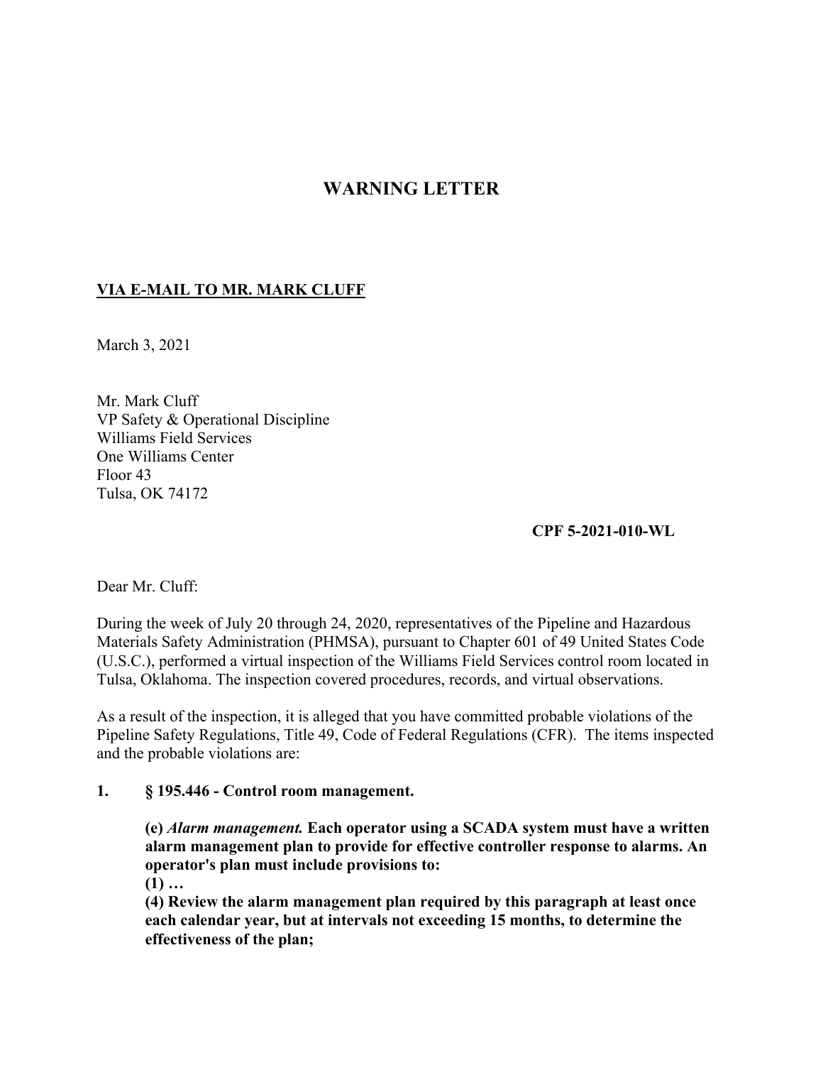# WARNING LETTER

**<u>VIA E-MAIL TO MR. MARK CLUFF</u>**

March 3, 2021

Mr. Mark Cluff
VP Safety & Operational Discipline
Williams Field Services
One Williams Center
Floor 43
Tulsa, OK 74172

**CPF 5-2021-010-WL**

Dear Mr. Cluff:

During the week of July 20 through 24, 2020, representatives of the Pipeline and Hazardous Materials Safety Administration (PHMSA), pursuant to Chapter 601 of 49 United States Code (U.S.C.), performed a virtual inspection of the Williams Field Services control room located in Tulsa, Oklahoma. The inspection covered procedures, records, and virtual observations.

As a result of the inspection, it is alleged that you have committed probable violations of the Pipeline Safety Regulations, Title 49, Code of Federal Regulations (CFR). The items inspected and the probable violations are:

**1. § 195.446 - Control room management.**

> **(e)** ***Alarm management.*** **Each operator using a SCADA system must have a written alarm management plan to provide for effective controller response to alarms. An operator's plan must include provisions to:**
> **(1) …**
> **(4) Review the alarm management plan required by this paragraph at least once each calendar year, but at intervals not exceeding 15 months, to determine the effectiveness of the plan;**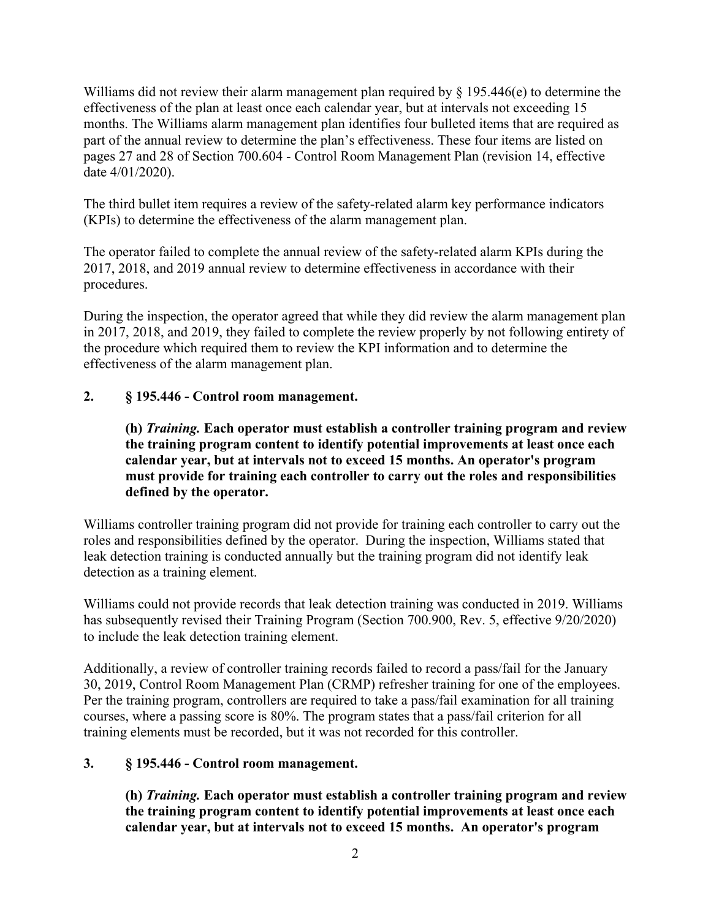Williams did not review their alarm management plan required by § 195.446(e) to determine the effectiveness of the plan at least once each calendar year, but at intervals not exceeding 15 months. The Williams alarm management plan identifies four bulleted items that are required as part of the annual review to determine the plan's effectiveness. These four items are listed on pages 27 and 28 of Section 700.604 - Control Room Management Plan (revision 14, effective date 4/01/2020).

The third bullet item requires a review of the safety-related alarm key performance indicators (KPIs) to determine the effectiveness of the alarm management plan.

The operator failed to complete the annual review of the safety-related alarm KPIs during the 2017, 2018, and 2019 annual review to determine effectiveness in accordance with their procedures.

During the inspection, the operator agreed that while they did review the alarm management plan in 2017, 2018, and 2019, they failed to complete the review properly by not following entirety of the procedure which required them to review the KPI information and to determine the effectiveness of the alarm management plan.

**2. § 195.446 - Control room management.**

> **(h) *Training.* Each operator must establish a controller training program and review the training program content to identify potential improvements at least once each calendar year, but at intervals not to exceed 15 months. An operator's program must provide for training each controller to carry out the roles and responsibilities defined by the operator.**

Williams controller training program did not provide for training each controller to carry out the roles and responsibilities defined by the operator. During the inspection, Williams stated that leak detection training is conducted annually but the training program did not identify leak detection as a training element.

Williams could not provide records that leak detection training was conducted in 2019. Williams has subsequently revised their Training Program (Section 700.900, Rev. 5, effective 9/20/2020) to include the leak detection training element.

Additionally, a review of controller training records failed to record a pass/fail for the January 30, 2019, Control Room Management Plan (CRMP) refresher training for one of the employees. Per the training program, controllers are required to take a pass/fail examination for all training courses, where a passing score is 80%. The program states that a pass/fail criterion for all training elements must be recorded, but it was not recorded for this controller.

**3. § 195.446 - Control room management.**

> **(h) *Training.* Each operator must establish a controller training program and review the training program content to identify potential improvements at least once each calendar year, but at intervals not to exceed 15 months. An operator's program**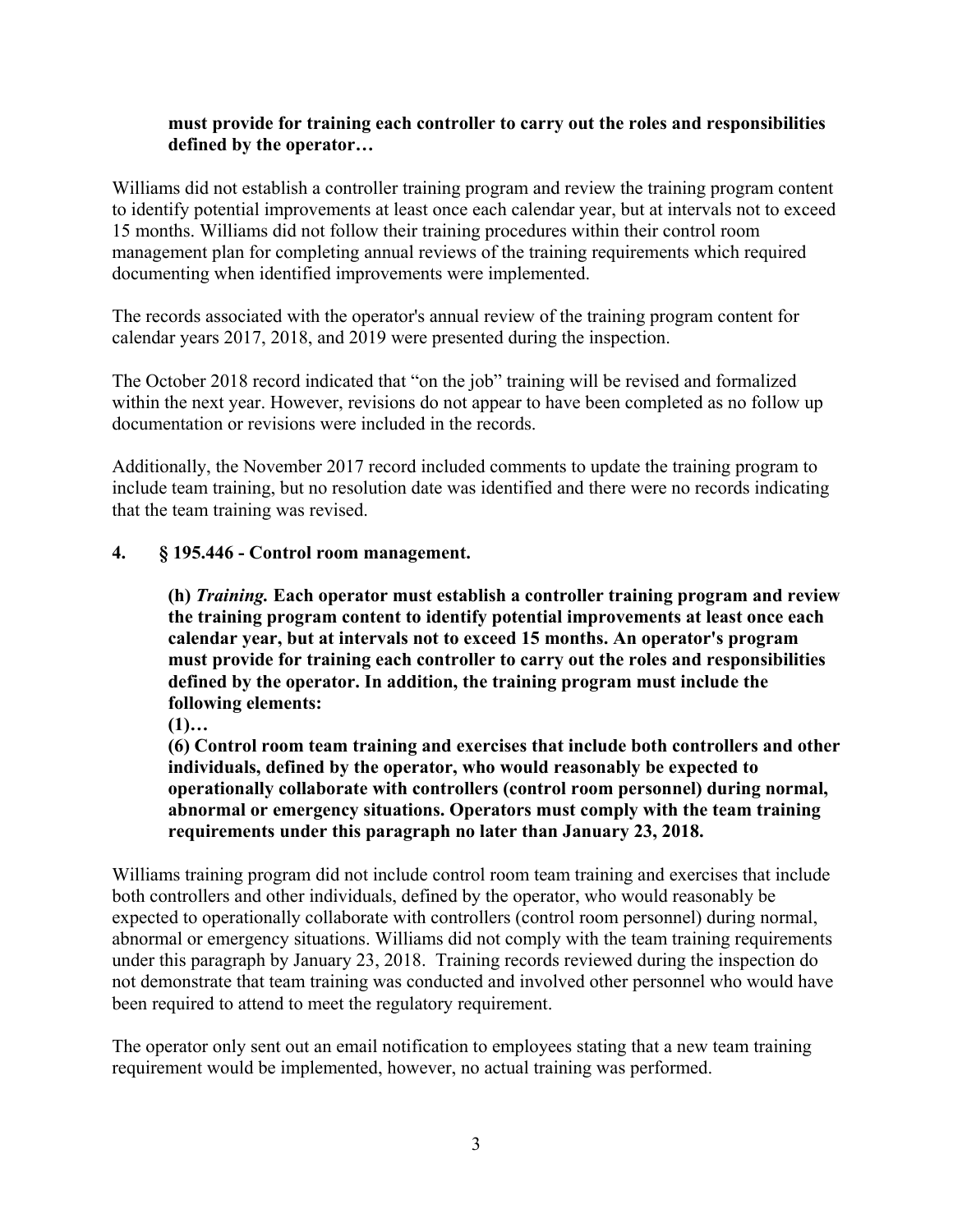**must provide for training each controller to carry out the roles and responsibilities defined by the operator…**

Williams did not establish a controller training program and review the training program content to identify potential improvements at least once each calendar year, but at intervals not to exceed 15 months. Williams did not follow their training procedures within their control room management plan for completing annual reviews of the training requirements which required documenting when identified improvements were implemented.

The records associated with the operator's annual review of the training program content for calendar years 2017, 2018, and 2019 were presented during the inspection.

The October 2018 record indicated that "on the job" training will be revised and formalized within the next year. However, revisions do not appear to have been completed as no follow up documentation or revisions were included in the records.

Additionally, the November 2017 record included comments to update the training program to include team training, but no resolution date was identified and there were no records indicating that the team training was revised.

**4. § 195.446 - Control room management.**

**(h) *Training.* Each operator must establish a controller training program and review the training program content to identify potential improvements at least once each calendar year, but at intervals not to exceed 15 months. An operator's program must provide for training each controller to carry out the roles and responsibilities defined by the operator. In addition, the training program must include the following elements:**

**(1)…**

**(6) Control room team training and exercises that include both controllers and other individuals, defined by the operator, who would reasonably be expected to operationally collaborate with controllers (control room personnel) during normal, abnormal or emergency situations. Operators must comply with the team training requirements under this paragraph no later than January 23, 2018.**

Williams training program did not include control room team training and exercises that include both controllers and other individuals, defined by the operator, who would reasonably be expected to operationally collaborate with controllers (control room personnel) during normal, abnormal or emergency situations. Williams did not comply with the team training requirements under this paragraph by January 23, 2018. Training records reviewed during the inspection do not demonstrate that team training was conducted and involved other personnel who would have been required to attend to meet the regulatory requirement.

The operator only sent out an email notification to employees stating that a new team training requirement would be implemented, however, no actual training was performed.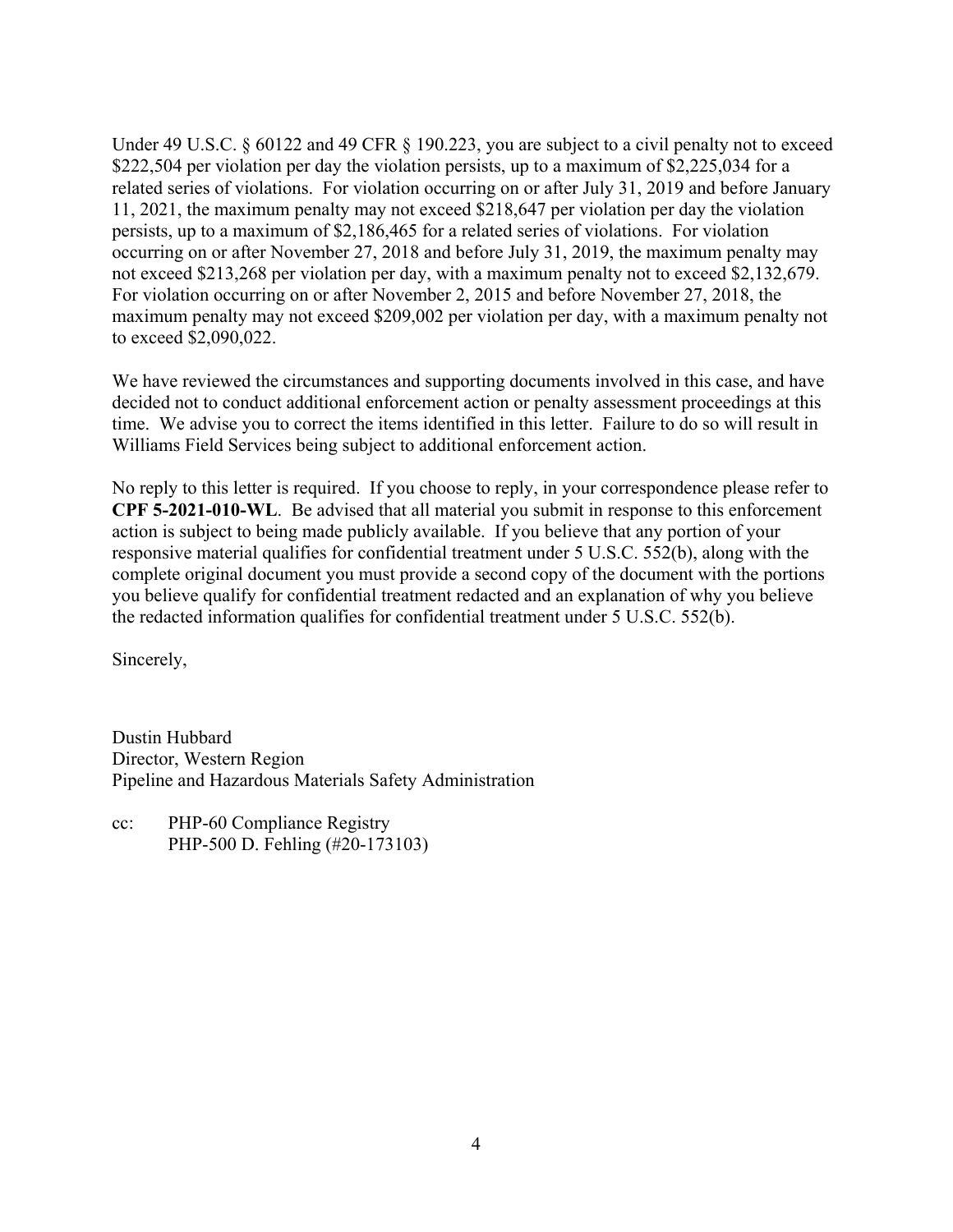Under 49 U.S.C. § 60122 and 49 CFR § 190.223, you are subject to a civil penalty not to exceed $222,504 per violation per day the violation persists, up to a maximum of $2,225,034 for a related series of violations. For violation occurring on or after July 31, 2019 and before January 11, 2021, the maximum penalty may not exceed $218,647 per violation per day the violation persists, up to a maximum of $2,186,465 for a related series of violations. For violation occurring on or after November 27, 2018 and before July 31, 2019, the maximum penalty may not exceed $213,268 per violation per day, with a maximum penalty not to exceed $2,132,679. For violation occurring on or after November 2, 2015 and before November 27, 2018, the maximum penalty may not exceed $209,002 per violation per day, with a maximum penalty not to exceed $2,090,022.

We have reviewed the circumstances and supporting documents involved in this case, and have decided not to conduct additional enforcement action or penalty assessment proceedings at this time. We advise you to correct the items identified in this letter. Failure to do so will result in Williams Field Services being subject to additional enforcement action.

No reply to this letter is required. If you choose to reply, in your correspondence please refer to **CPF 5-2021-010-WL**. Be advised that all material you submit in response to this enforcement action is subject to being made publicly available. If you believe that any portion of your responsive material qualifies for confidential treatment under 5 U.S.C. 552(b), along with the complete original document you must provide a second copy of the document with the portions you believe qualify for confidential treatment redacted and an explanation of why you believe the redacted information qualifies for confidential treatment under 5 U.S.C. 552(b).

Sincerely,

Dustin Hubbard
Director, Western Region
Pipeline and Hazardous Materials Safety Administration

cc: PHP-60 Compliance Registry
PHP-500 D. Fehling (#20-173103)